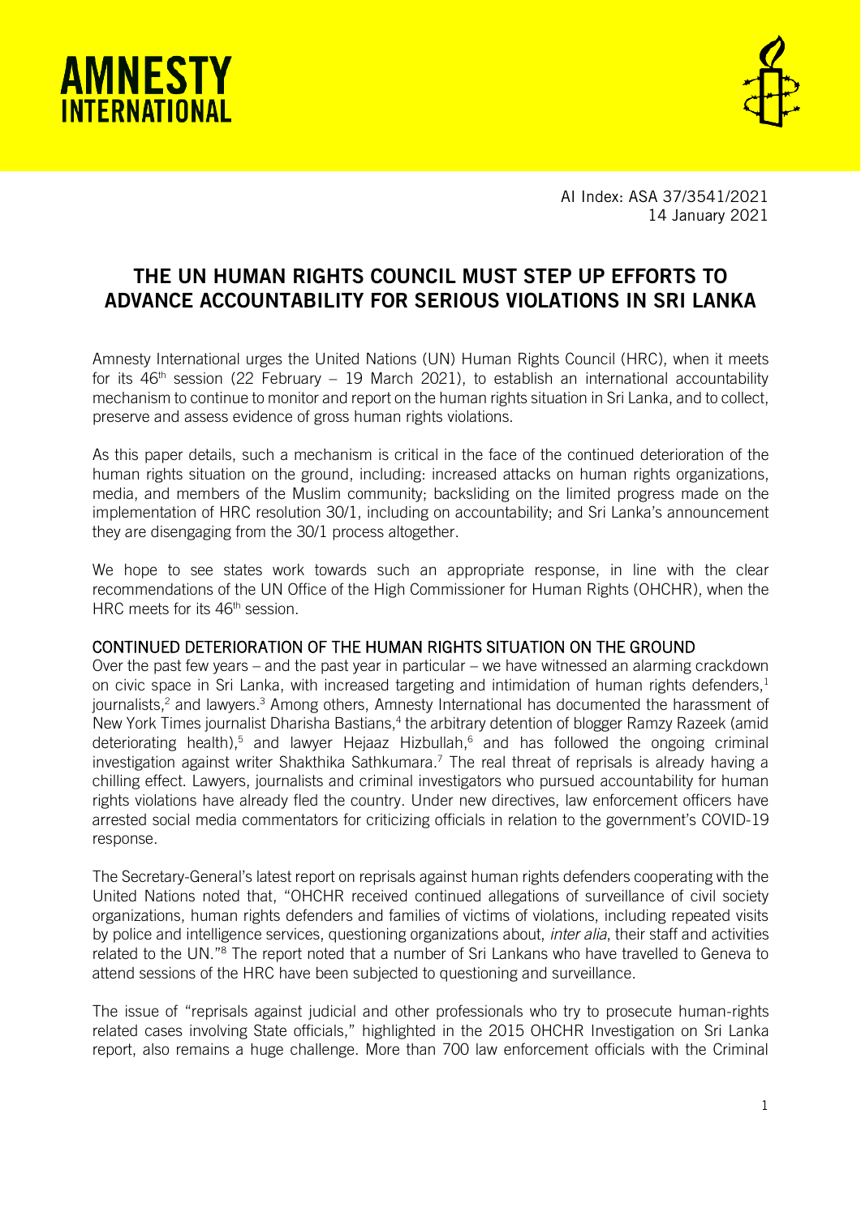AMNESTY INTERNATIONAL

AI Index: ASA 37/3541/2021
14 January 2021

# THE UN HUMAN RIGHTS COUNCIL MUST STEP UP EFFORTS TO ADVANCE ACCOUNTABILITY FOR SERIOUS VIOLATIONS IN SRI LANKA

Amnesty International urges the United Nations (UN) Human Rights Council (HRC), when it meets for its 46th session (22 February – 19 March 2021), to establish an international accountability mechanism to continue to monitor and report on the human rights situation in Sri Lanka, and to collect, preserve and assess evidence of gross human rights violations.

As this paper details, such a mechanism is critical in the face of the continued deterioration of the human rights situation on the ground, including: increased attacks on human rights organizations, media, and members of the Muslim community; backsliding on the limited progress made on the implementation of HRC resolution 30/1, including on accountability; and Sri Lanka's announcement they are disengaging from the 30/1 process altogether.

We hope to see states work towards such an appropriate response, in line with the clear recommendations of the UN Office of the High Commissioner for Human Rights (OHCHR), when the HRC meets for its 46th session.

## CONTINUED DETERIORATION OF THE HUMAN RIGHTS SITUATION ON THE GROUND

Over the past few years – and the past year in particular – we have witnessed an alarming crackdown on civic space in Sri Lanka, with increased targeting and intimidation of human rights defenders,[1] journalists,[2] and lawyers.[3] Among others, Amnesty International has documented the harassment of New York Times journalist Dharisha Bastians,[4] the arbitrary detention of blogger Ramzy Razeek (amid deteriorating health),[5] and lawyer Hejaaz Hizbullah,[6] and has followed the ongoing criminal investigation against writer Shakthika Sathkumara.[7] The real threat of reprisals is already having a chilling effect. Lawyers, journalists and criminal investigators who pursued accountability for human rights violations have already fled the country. Under new directives, law enforcement officers have arrested social media commentators for criticizing officials in relation to the government's COVID-19 response.

The Secretary-General's latest report on reprisals against human rights defenders cooperating with the United Nations noted that, "OHCHR received continued allegations of surveillance of civil society organizations, human rights defenders and families of victims of violations, including repeated visits by police and intelligence services, questioning organizations about, *inter alia*, their staff and activities related to the UN."[8] The report noted that a number of Sri Lankans who have travelled to Geneva to attend sessions of the HRC have been subjected to questioning and surveillance.

The issue of "reprisals against judicial and other professionals who try to prosecute human-rights related cases involving State officials," highlighted in the 2015 OHCHR Investigation on Sri Lanka report, also remains a huge challenge. More than 700 law enforcement officials with the Criminal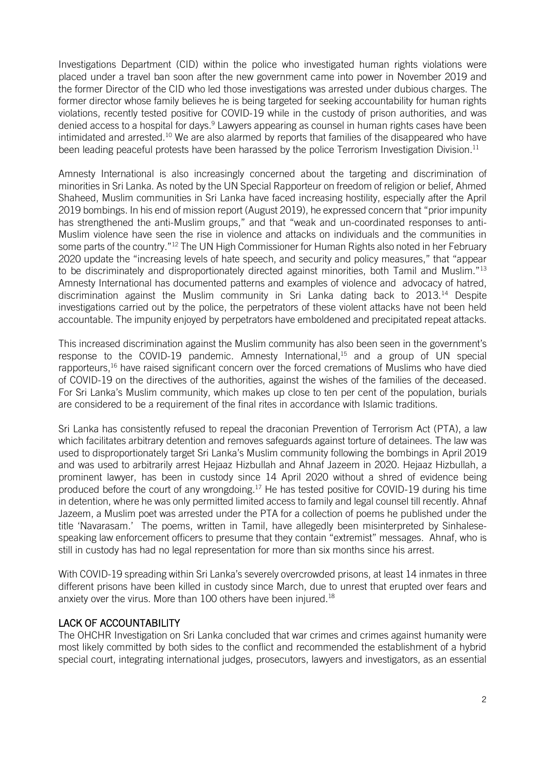Investigations Department (CID) within the police who investigated human rights violations were placed under a travel ban soon after the new government came into power in November 2019 and the former Director of the CID who led those investigations was arrested under dubious charges. The former director whose family believes he is being targeted for seeking accountability for human rights violations, recently tested positive for COVID-19 while in the custody of prison authorities, and was denied access to a hospital for days.[9] Lawyers appearing as counsel in human rights cases have been intimidated and arrested.[10] We are also alarmed by reports that families of the disappeared who have been leading peaceful protests have been harassed by the police Terrorism Investigation Division.[11]

Amnesty International is also increasingly concerned about the targeting and discrimination of minorities in Sri Lanka. As noted by the UN Special Rapporteur on freedom of religion or belief, Ahmed Shaheed, Muslim communities in Sri Lanka have faced increasing hostility, especially after the April 2019 bombings. In his end of mission report (August 2019), he expressed concern that "prior impunity has strengthened the anti-Muslim groups," and that "weak and un-coordinated responses to anti-Muslim violence have seen the rise in violence and attacks on individuals and the communities in some parts of the country."[12] The UN High Commissioner for Human Rights also noted in her February 2020 update the "increasing levels of hate speech, and security and policy measures," that "appear to be discriminately and disproportionately directed against minorities, both Tamil and Muslim."[13] Amnesty International has documented patterns and examples of violence and advocacy of hatred, discrimination against the Muslim community in Sri Lanka dating back to 2013.[14] Despite investigations carried out by the police, the perpetrators of these violent attacks have not been held accountable. The impunity enjoyed by perpetrators have emboldened and precipitated repeat attacks.

This increased discrimination against the Muslim community has also been seen in the government's response to the COVID-19 pandemic. Amnesty International,[15] and a group of UN special rapporteurs,[16] have raised significant concern over the forced cremations of Muslims who have died of COVID-19 on the directives of the authorities, against the wishes of the families of the deceased. For Sri Lanka's Muslim community, which makes up close to ten per cent of the population, burials are considered to be a requirement of the final rites in accordance with Islamic traditions.

Sri Lanka has consistently refused to repeal the draconian Prevention of Terrorism Act (PTA), a law which facilitates arbitrary detention and removes safeguards against torture of detainees. The law was used to disproportionately target Sri Lanka's Muslim community following the bombings in April 2019 and was used to arbitrarily arrest Hejaaz Hizbullah and Ahnaf Jazeem in 2020. Hejaaz Hizbullah, a prominent lawyer, has been in custody since 14 April 2020 without a shred of evidence being produced before the court of any wrongdoing.[17] He has tested positive for COVID-19 during his time in detention, where he was only permitted limited access to family and legal counsel till recently. Ahnaf Jazeem, a Muslim poet was arrested under the PTA for a collection of poems he published under the title 'Navarasam.' The poems, written in Tamil, have allegedly been misinterpreted by Sinhalese-speaking law enforcement officers to presume that they contain "extremist" messages. Ahnaf, who is still in custody has had no legal representation for more than six months since his arrest.

With COVID-19 spreading within Sri Lanka's severely overcrowded prisons, at least 14 inmates in three different prisons have been killed in custody since March, due to unrest that erupted over fears and anxiety over the virus. More than 100 others have been injured.[18]

## LACK OF ACCOUNTABILITY

The OHCHR Investigation on Sri Lanka concluded that war crimes and crimes against humanity were most likely committed by both sides to the conflict and recommended the establishment of a hybrid special court, integrating international judges, prosecutors, lawyers and investigators, as an essential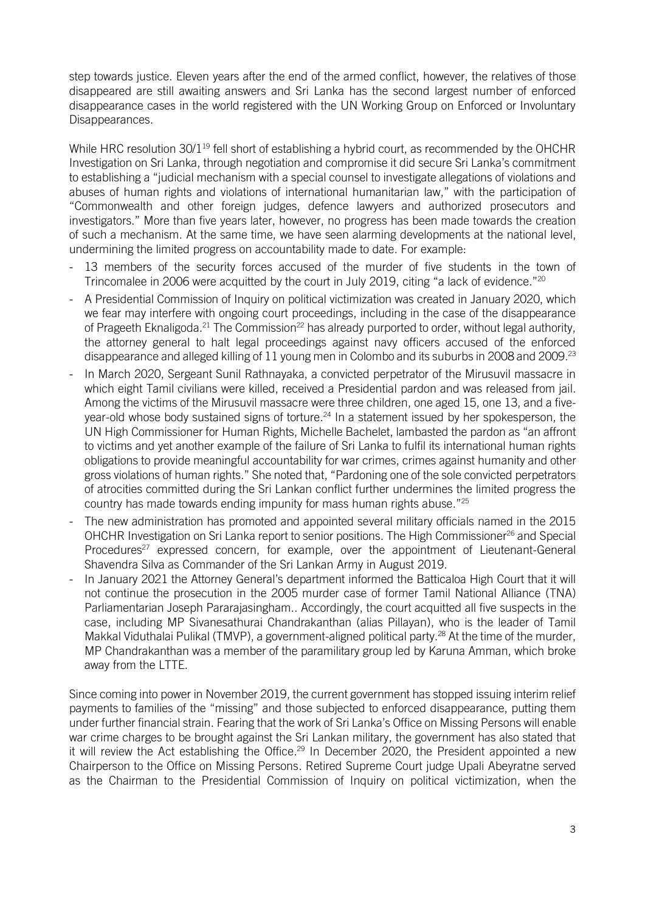step towards justice. Eleven years after the end of the armed conflict, however, the relatives of those disappeared are still awaiting answers and Sri Lanka has the second largest number of enforced disappearance cases in the world registered with the UN Working Group on Enforced or Involuntary Disappearances.

While HRC resolution 30/1[19] fell short of establishing a hybrid court, as recommended by the OHCHR Investigation on Sri Lanka, through negotiation and compromise it did secure Sri Lanka's commitment to establishing a "judicial mechanism with a special counsel to investigate allegations of violations and abuses of human rights and violations of international humanitarian law," with the participation of "Commonwealth and other foreign judges, defence lawyers and authorized prosecutors and investigators." More than five years later, however, no progress has been made towards the creation of such a mechanism. At the same time, we have seen alarming developments at the national level, undermining the limited progress on accountability made to date. For example:

- 13 members of the security forces accused of the murder of five students in the town of Trincomalee in 2006 were acquitted by the court in July 2019, citing "a lack of evidence."[20]
- A Presidential Commission of Inquiry on political victimization was created in January 2020, which we fear may interfere with ongoing court proceedings, including in the case of the disappearance of Prageeth Eknaligoda.[21] The Commission[22] has already purported to order, without legal authority, the attorney general to halt legal proceedings against navy officers accused of the enforced disappearance and alleged killing of 11 young men in Colombo and its suburbs in 2008 and 2009.[23]
- In March 2020, Sergeant Sunil Rathnayaka, a convicted perpetrator of the Mirusuvil massacre in which eight Tamil civilians were killed, received a Presidential pardon and was released from jail. Among the victims of the Mirusuvil massacre were three children, one aged 15, one 13, and a five-year-old whose body sustained signs of torture.[24] In a statement issued by her spokesperson, the UN High Commissioner for Human Rights, Michelle Bachelet, lambasted the pardon as "an affront to victims and yet another example of the failure of Sri Lanka to fulfil its international human rights obligations to provide meaningful accountability for war crimes, crimes against humanity and other gross violations of human rights." She noted that, "Pardoning one of the sole convicted perpetrators of atrocities committed during the Sri Lankan conflict further undermines the limited progress the country has made towards ending impunity for mass human rights abuse."[25]
- The new administration has promoted and appointed several military officials named in the 2015 OHCHR Investigation on Sri Lanka report to senior positions. The High Commissioner[26] and Special Procedures[27] expressed concern, for example, over the appointment of Lieutenant-General Shavendra Silva as Commander of the Sri Lankan Army in August 2019.
- In January 2021 the Attorney General's department informed the Batticaloa High Court that it will not continue the prosecution in the 2005 murder case of former Tamil National Alliance (TNA) Parliamentarian Joseph Pararajasingham.. Accordingly, the court acquitted all five suspects in the case, including MP Sivanesathurai Chandrakanthan (alias Pillayan), who is the leader of Tamil Makkal Viduthalai Pulikal (TMVP), a government-aligned political party.[28] At the time of the murder, MP Chandrakanthan was a member of the paramilitary group led by Karuna Amman, which broke away from the LTTE.

Since coming into power in November 2019, the current government has stopped issuing interim relief payments to families of the "missing" and those subjected to enforced disappearance, putting them under further financial strain. Fearing that the work of Sri Lanka's Office on Missing Persons will enable war crime charges to be brought against the Sri Lankan military, the government has also stated that it will review the Act establishing the Office.[29] In December 2020, the President appointed a new Chairperson to the Office on Missing Persons. Retired Supreme Court judge Upali Abeyratne served as the Chairman to the Presidential Commission of Inquiry on political victimization, when the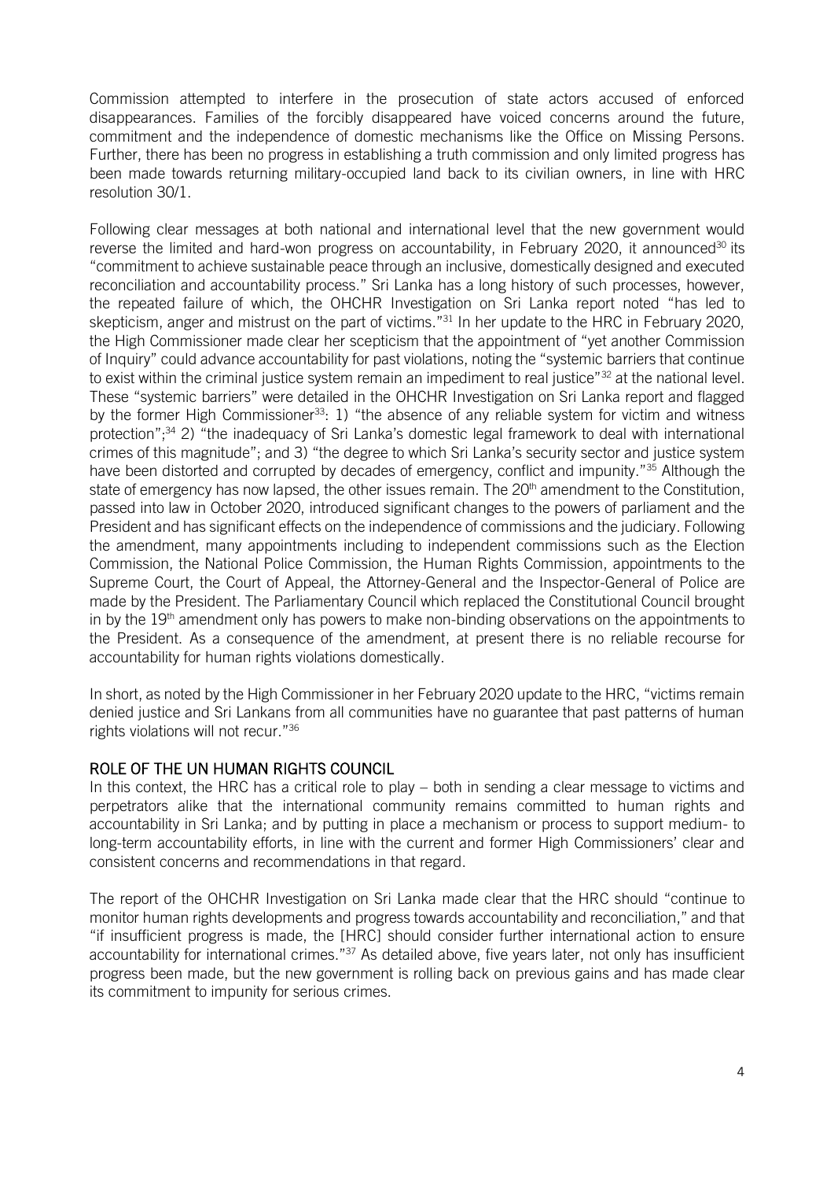Commission attempted to interfere in the prosecution of state actors accused of enforced disappearances. Families of the forcibly disappeared have voiced concerns around the future, commitment and the independence of domestic mechanisms like the Office on Missing Persons. Further, there has been no progress in establishing a truth commission and only limited progress has been made towards returning military-occupied land back to its civilian owners, in line with HRC resolution 30/1.

Following clear messages at both national and international level that the new government would reverse the limited and hard-won progress on accountability, in February 2020, it announced[30] its "commitment to achieve sustainable peace through an inclusive, domestically designed and executed reconciliation and accountability process." Sri Lanka has a long history of such processes, however, the repeated failure of which, the OHCHR Investigation on Sri Lanka report noted "has led to skepticism, anger and mistrust on the part of victims."[31] In her update to the HRC in February 2020, the High Commissioner made clear her scepticism that the appointment of "yet another Commission of Inquiry" could advance accountability for past violations, noting the "systemic barriers that continue to exist within the criminal justice system remain an impediment to real justice"[32] at the national level. These "systemic barriers" were detailed in the OHCHR Investigation on Sri Lanka report and flagged by the former High Commissioner[33]: 1) "the absence of any reliable system for victim and witness protection";[34] 2) "the inadequacy of Sri Lanka's domestic legal framework to deal with international crimes of this magnitude"; and 3) "the degree to which Sri Lanka's security sector and justice system have been distorted and corrupted by decades of emergency, conflict and impunity."[35] Although the state of emergency has now lapsed, the other issues remain. The 20th amendment to the Constitution, passed into law in October 2020, introduced significant changes to the powers of parliament and the President and has significant effects on the independence of commissions and the judiciary. Following the amendment, many appointments including to independent commissions such as the Election Commission, the National Police Commission, the Human Rights Commission, appointments to the Supreme Court, the Court of Appeal, the Attorney-General and the Inspector-General of Police are made by the President. The Parliamentary Council which replaced the Constitutional Council brought in by the 19th amendment only has powers to make non-binding observations on the appointments to the President. As a consequence of the amendment, at present there is no reliable recourse for accountability for human rights violations domestically.

In short, as noted by the High Commissioner in her February 2020 update to the HRC, "victims remain denied justice and Sri Lankans from all communities have no guarantee that past patterns of human rights violations will not recur."[36]

## ROLE OF THE UN HUMAN RIGHTS COUNCIL

In this context, the HRC has a critical role to play – both in sending a clear message to victims and perpetrators alike that the international community remains committed to human rights and accountability in Sri Lanka; and by putting in place a mechanism or process to support medium- to long-term accountability efforts, in line with the current and former High Commissioners' clear and consistent concerns and recommendations in that regard.

The report of the OHCHR Investigation on Sri Lanka made clear that the HRC should "continue to monitor human rights developments and progress towards accountability and reconciliation," and that "if insufficient progress is made, the [HRC] should consider further international action to ensure accountability for international crimes."[37] As detailed above, five years later, not only has insufficient progress been made, but the new government is rolling back on previous gains and has made clear its commitment to impunity for serious crimes.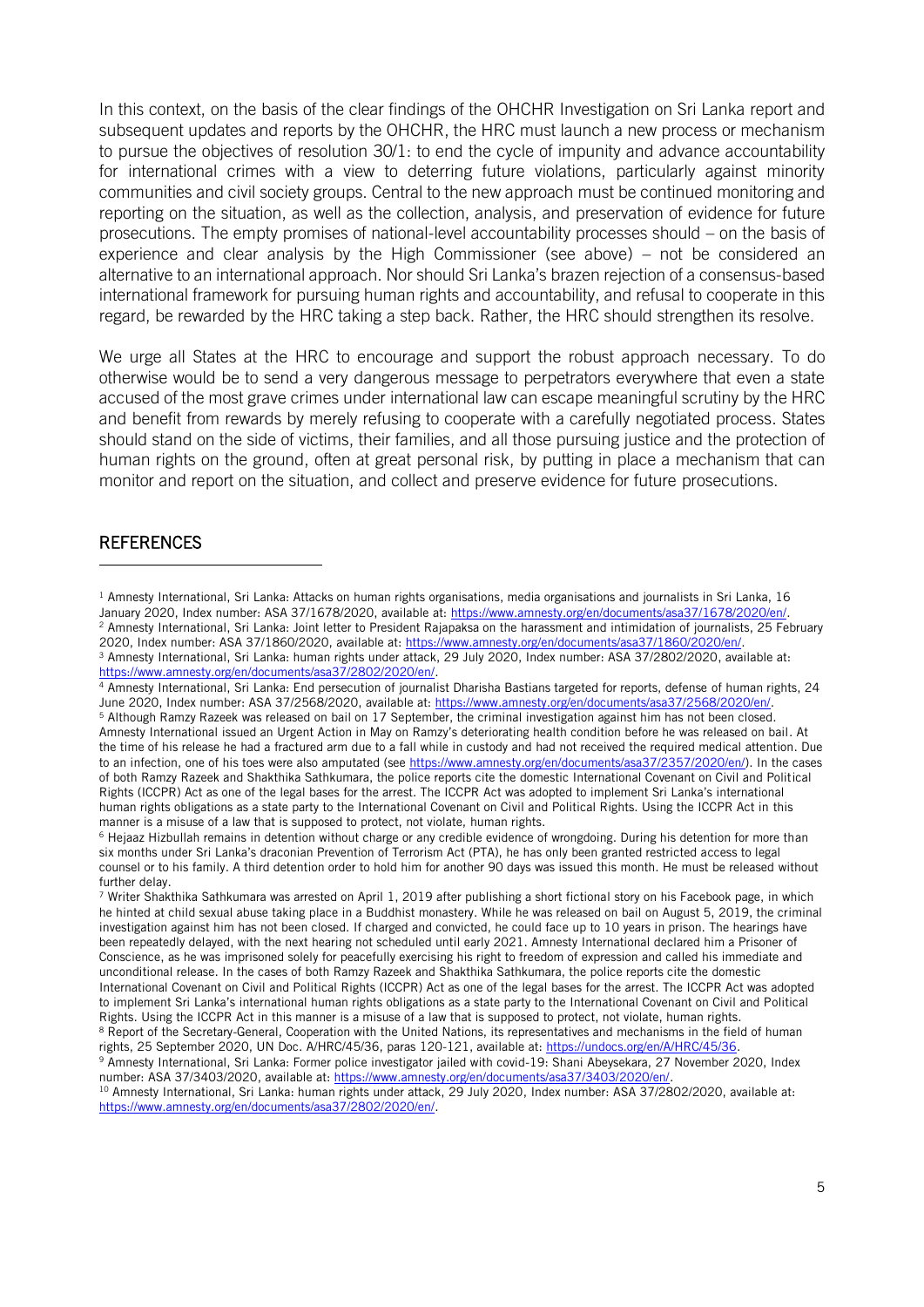In this context, on the basis of the clear findings of the OHCHR Investigation on Sri Lanka report and subsequent updates and reports by the OHCHR, the HRC must launch a new process or mechanism to pursue the objectives of resolution 30/1: to end the cycle of impunity and advance accountability for international crimes with a view to deterring future violations, particularly against minority communities and civil society groups. Central to the new approach must be continued monitoring and reporting on the situation, as well as the collection, analysis, and preservation of evidence for future prosecutions. The empty promises of national-level accountability processes should – on the basis of experience and clear analysis by the High Commissioner (see above) – not be considered an alternative to an international approach. Nor should Sri Lanka's brazen rejection of a consensus-based international framework for pursuing human rights and accountability, and refusal to cooperate in this regard, be rewarded by the HRC taking a step back. Rather, the HRC should strengthen its resolve.

We urge all States at the HRC to encourage and support the robust approach necessary. To do otherwise would be to send a very dangerous message to perpetrators everywhere that even a state accused of the most grave crimes under international law can escape meaningful scrutiny by the HRC and benefit from rewards by merely refusing to cooperate with a carefully negotiated process. States should stand on the side of victims, their families, and all those pursuing justice and the protection of human rights on the ground, often at great personal risk, by putting in place a mechanism that can monitor and report on the situation, and collect and preserve evidence for future prosecutions.

## REFERENCES

[1] Amnesty International, Sri Lanka: Attacks on human rights organisations, media organisations and journalists in Sri Lanka, 16 January 2020, Index number: ASA 37/1678/2020, available at: https://www.amnesty.org/en/documents/asa37/1678/2020/en/.

[2] Amnesty International, Sri Lanka: Joint letter to President Rajapaksa on the harassment and intimidation of journalists, 25 February 2020, Index number: ASA 37/1860/2020, available at: https://www.amnesty.org/en/documents/asa37/1860/2020/en/.

[3] Amnesty International, Sri Lanka: human rights under attack, 29 July 2020, Index number: ASA 37/2802/2020, available at: https://www.amnesty.org/en/documents/asa37/2802/2020/en/.

[4] Amnesty International, Sri Lanka: End persecution of journalist Dharisha Bastians targeted for reports, defense of human rights, 24 June 2020, Index number: ASA 37/2568/2020, available at: https://www.amnesty.org/en/documents/asa37/2568/2020/en/.

[5] Although Ramzy Razeek was released on bail on 17 September, the criminal investigation against him has not been closed. Amnesty International issued an Urgent Action in May on Ramzy's deteriorating health condition before he was released on bail. At the time of his release he had a fractured arm due to a fall while in custody and had not received the required medical attention. Due to an infection, one of his toes were also amputated (see https://www.amnesty.org/en/documents/asa37/2357/2020/en/). In the cases of both Ramzy Razeek and Shakthika Sathkumara, the police reports cite the domestic International Covenant on Civil and Political Rights (ICCPR) Act as one of the legal bases for the arrest. The ICCPR Act was adopted to implement Sri Lanka's international human rights obligations as a state party to the International Covenant on Civil and Political Rights. Using the ICCPR Act in this manner is a misuse of a law that is supposed to protect, not violate, human rights.

[6] Hejaaz Hizbullah remains in detention without charge or any credible evidence of wrongdoing. During his detention for more than six months under Sri Lanka's draconian Prevention of Terrorism Act (PTA), he has only been granted restricted access to legal counsel or to his family. A third detention order to hold him for another 90 days was issued this month. He must be released without further delay.

[7] Writer Shakthika Sathkumara was arrested on April 1, 2019 after publishing a short fictional story on his Facebook page, in which he hinted at child sexual abuse taking place in a Buddhist monastery. While he was released on bail on August 5, 2019, the criminal investigation against him has not been closed. If charged and convicted, he could face up to 10 years in prison. The hearings have been repeatedly delayed, with the next hearing not scheduled until early 2021. Amnesty International declared him a Prisoner of Conscience, as he was imprisoned solely for peacefully exercising his right to freedom of expression and called his immediate and unconditional release. In the cases of both Ramzy Razeek and Shakthika Sathkumara, the police reports cite the domestic International Covenant on Civil and Political Rights (ICCPR) Act as one of the legal bases for the arrest. The ICCPR Act was adopted to implement Sri Lanka's international human rights obligations as a state party to the International Covenant on Civil and Political Rights. Using the ICCPR Act in this manner is a misuse of a law that is supposed to protect, not violate, human rights.

[8] Report of the Secretary-General, Cooperation with the United Nations, its representatives and mechanisms in the field of human rights, 25 September 2020, UN Doc. A/HRC/45/36, paras 120-121, available at: https://undocs.org/en/A/HRC/45/36.

[9] Amnesty International, Sri Lanka: Former police investigator jailed with covid-19: Shani Abeysekara, 27 November 2020, Index number: ASA 37/3403/2020, available at: https://www.amnesty.org/en/documents/asa37/3403/2020/en/.

[10] Amnesty International, Sri Lanka: human rights under attack, 29 July 2020, Index number: ASA 37/2802/2020, available at: https://www.amnesty.org/en/documents/asa37/2802/2020/en/.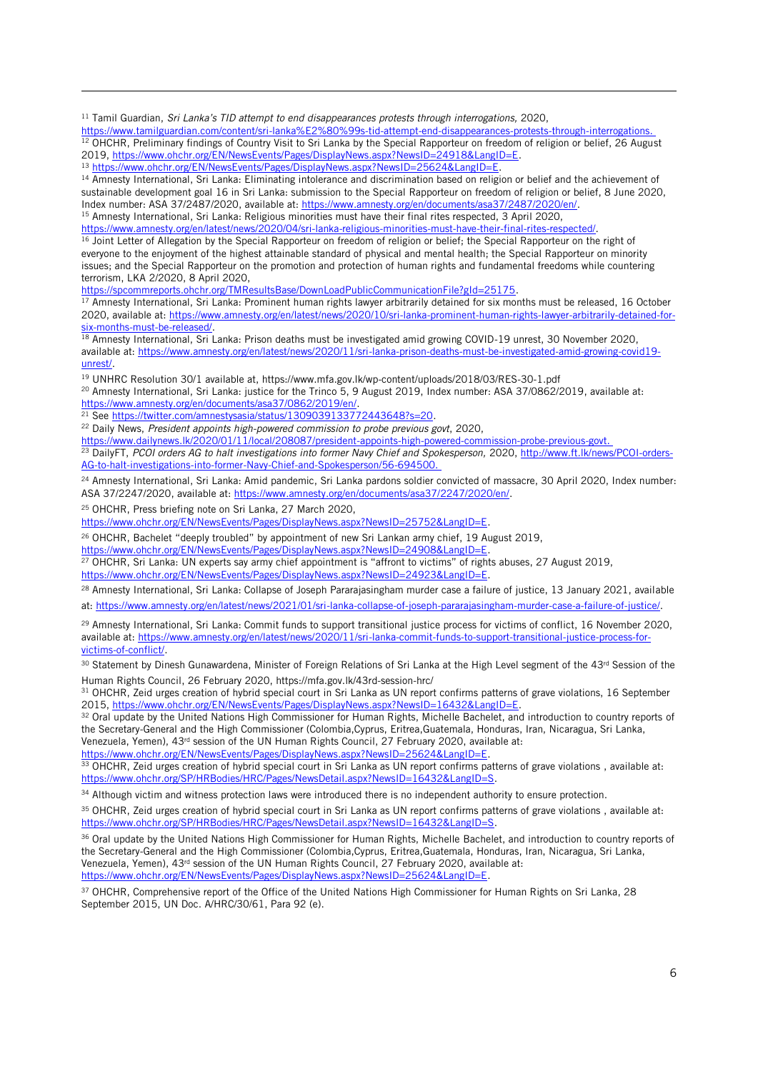[11] Tamil Guardian, *Sri Lanka's TID attempt to end disappearances protests through interrogations,* 2020, https://www.tamilguardian.com/content/sri-lanka%E2%80%99s-tid-attempt-end-disappearances-protests-through-interrogations.

[12] OHCHR, Preliminary findings of Country Visit to Sri Lanka by the Special Rapporteur on freedom of religion or belief, 26 August 2019, https://www.ohchr.org/EN/NewsEvents/Pages/DisplayNews.aspx?NewsID=24918&LangID=E.

[13] https://www.ohchr.org/EN/NewsEvents/Pages/DisplayNews.aspx?NewsID=25624&LangID=E.

[14] Amnesty International, Sri Lanka: Eliminating intolerance and discrimination based on religion or belief and the achievement of sustainable development goal 16 in Sri Lanka: submission to the Special Rapporteur on freedom of religion or belief, 8 June 2020, Index number: ASA 37/2487/2020, available at: https://www.amnesty.org/en/documents/asa37/2487/2020/en/.

[15] Amnesty International, Sri Lanka: Religious minorities must have their final rites respected, 3 April 2020, https://www.amnesty.org/en/latest/news/2020/04/sri-lanka-religious-minorities-must-have-their-final-rites-respected/.

[16] Joint Letter of Allegation by the Special Rapporteur on freedom of religion or belief; the Special Rapporteur on the right of everyone to the enjoyment of the highest attainable standard of physical and mental health; the Special Rapporteur on minority issues; and the Special Rapporteur on the promotion and protection of human rights and fundamental freedoms while countering terrorism, LKA 2/2020, 8 April 2020, https://spcommreports.ohchr.org/TMResultsBase/DownLoadPublicCommunicationFile?gId=25175.

[17] Amnesty International, Sri Lanka: Prominent human rights lawyer arbitrarily detained for six months must be released, 16 October 2020, available at: https://www.amnesty.org/en/latest/news/2020/10/sri-lanka-prominent-human-rights-lawyer-arbitrarily-detained-for-six-months-must-be-released/.

[18] Amnesty International, Sri Lanka: Prison deaths must be investigated amid growing COVID-19 unrest, 30 November 2020, available at: https://www.amnesty.org/en/latest/news/2020/11/sri-lanka-prison-deaths-must-be-investigated-amid-growing-covid19-unrest/.

[19] UNHRC Resolution 30/1 available at, https://www.mfa.gov.lk/wp-content/uploads/2018/03/RES-30-1.pdf

[20] Amnesty International, Sri Lanka: justice for the Trinco 5, 9 August 2019, Index number: ASA 37/0862/2019, available at: https://www.amnesty.org/en/documents/asa37/0862/2019/en/.

[21] See https://twitter.com/amnestysasia/status/1309039133772443648?s=20.

[22] Daily News, *President appoints high-powered commission to probe previous govt*, 2020, https://www.dailynews.lk/2020/01/11/local/208087/president-appoints-high-powered-commission-probe-previous-govt.

[23] DailyFT, *PCOI orders AG to halt investigations into former Navy Chief and Spokesperson,* 2020, http://www.ft.lk/news/PCOI-orders-AG-to-halt-investigations-into-former-Navy-Chief-and-Spokesperson/56-694500.

[24] Amnesty International, Sri Lanka: Amid pandemic, Sri Lanka pardons soldier convicted of massacre, 30 April 2020, Index number: ASA 37/2247/2020, available at: https://www.amnesty.org/en/documents/asa37/2247/2020/en/.

[25] OHCHR, Press briefing note on Sri Lanka, 27 March 2020, https://www.ohchr.org/EN/NewsEvents/Pages/DisplayNews.aspx?NewsID=25752&LangID=E.

[26] OHCHR, Bachelet "deeply troubled" by appointment of new Sri Lankan army chief, 19 August 2019, https://www.ohchr.org/EN/NewsEvents/Pages/DisplayNews.aspx?NewsID=24908&LangID=E.

[27] OHCHR, Sri Lanka: UN experts say army chief appointment is "affront to victims" of rights abuses, 27 August 2019, https://www.ohchr.org/EN/NewsEvents/Pages/DisplayNews.aspx?NewsID=24923&LangID=E.

[28] Amnesty International, Sri Lanka: Collapse of Joseph Pararajasingham murder case a failure of justice, 13 January 2021, available at: https://www.amnesty.org/en/latest/news/2021/01/sri-lanka-collapse-of-joseph-pararajasingham-murder-case-a-failure-of-justice/.

[29] Amnesty International, Sri Lanka: Commit funds to support transitional justice process for victims of conflict, 16 November 2020, available at: https://www.amnesty.org/en/latest/news/2020/11/sri-lanka-commit-funds-to-support-transitional-justice-process-for-victims-of-conflict/.

[30] Statement by Dinesh Gunawardena, Minister of Foreign Relations of Sri Lanka at the High Level segment of the 43rd Session of the Human Rights Council, 26 February 2020, https://mfa.gov.lk/43rd-session-hrc/

[31] OHCHR, Zeid urges creation of hybrid special court in Sri Lanka as UN report confirms patterns of grave violations, 16 September 2015, https://www.ohchr.org/EN/NewsEvents/Pages/DisplayNews.aspx?NewsID=16432&LangID=E.

[32] Oral update by the United Nations High Commissioner for Human Rights, Michelle Bachelet, and introduction to country reports of the Secretary-General and the High Commissioner (Colombia,Cyprus, Eritrea,Guatemala, Honduras, Iran, Nicaragua, Sri Lanka, Venezuela, Yemen), 43rd session of the UN Human Rights Council, 27 February 2020, available at: https://www.ohchr.org/EN/NewsEvents/Pages/DisplayNews.aspx?NewsID=25624&LangID=E.

[33] OHCHR, Zeid urges creation of hybrid special court in Sri Lanka as UN report confirms patterns of grave violations , available at: https://www.ohchr.org/SP/HRBodies/HRC/Pages/NewsDetail.aspx?NewsID=16432&LangID=S.

[34] Although victim and witness protection laws were introduced there is no independent authority to ensure protection.

[35] OHCHR, Zeid urges creation of hybrid special court in Sri Lanka as UN report confirms patterns of grave violations , available at: https://www.ohchr.org/SP/HRBodies/HRC/Pages/NewsDetail.aspx?NewsID=16432&LangID=S.

[36] Oral update by the United Nations High Commissioner for Human Rights, Michelle Bachelet, and introduction to country reports of the Secretary-General and the High Commissioner (Colombia,Cyprus, Eritrea,Guatemala, Honduras, Iran, Nicaragua, Sri Lanka, Venezuela, Yemen), 43rd session of the UN Human Rights Council, 27 February 2020, available at: https://www.ohchr.org/EN/NewsEvents/Pages/DisplayNews.aspx?NewsID=25624&LangID=E.

[37] OHCHR, Comprehensive report of the Office of the United Nations High Commissioner for Human Rights on Sri Lanka, 28 September 2015, UN Doc. A/HRC/30/61, Para 92 (e).